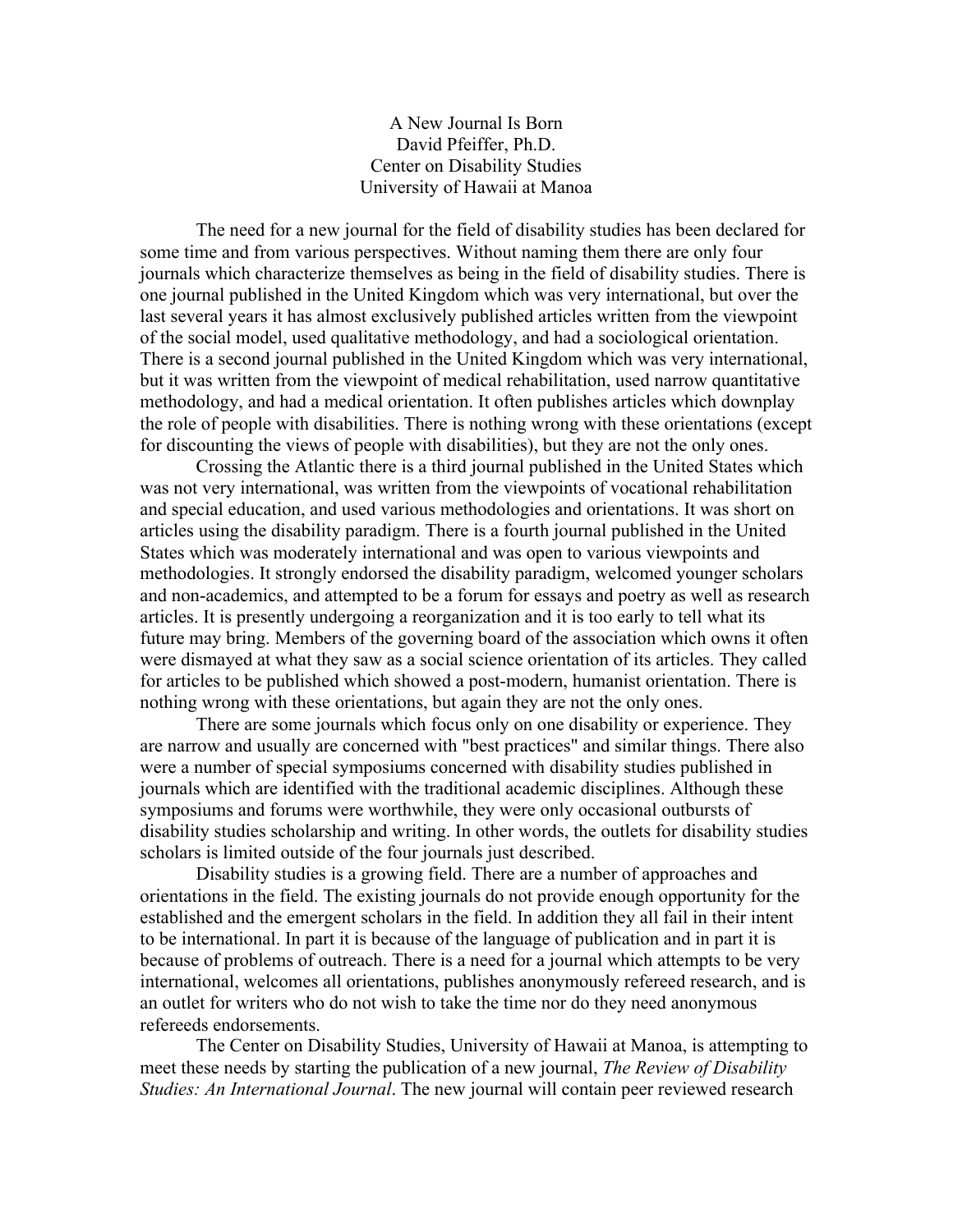# A New Journal Is Born

David Pfeiffer, Ph.D.
Center on Disability Studies
University of Hawaii at Manoa

The need for a new journal for the field of disability studies has been declared for some time and from various perspectives. Without naming them there are only four journals which characterize themselves as being in the field of disability studies. There is one journal published in the United Kingdom which was very international, but over the last several years it has almost exclusively published articles written from the viewpoint of the social model, used qualitative methodology, and had a sociological orientation. There is a second journal published in the United Kingdom which was very international, but it was written from the viewpoint of medical rehabilitation, used narrow quantitative methodology, and had a medical orientation. It often publishes articles which downplay the role of people with disabilities. There is nothing wrong with these orientations (except for discounting the views of people with disabilities), but they are not the only ones.

Crossing the Atlantic there is a third journal published in the United States which was not very international, was written from the viewpoints of vocational rehabilitation and special education, and used various methodologies and orientations. It was short on articles using the disability paradigm. There is a fourth journal published in the United States which was moderately international and was open to various viewpoints and methodologies. It strongly endorsed the disability paradigm, welcomed younger scholars and non-academics, and attempted to be a forum for essays and poetry as well as research articles. It is presently undergoing a reorganization and it is too early to tell what its future may bring. Members of the governing board of the association which owns it often were dismayed at what they saw as a social science orientation of its articles. They called for articles to be published which showed a post-modern, humanist orientation. There is nothing wrong with these orientations, but again they are not the only ones.

There are some journals which focus only on one disability or experience. They are narrow and usually are concerned with "best practices" and similar things. There also were a number of special symposiums concerned with disability studies published in journals which are identified with the traditional academic disciplines. Although these symposiums and forums were worthwhile, they were only occasional outbursts of disability studies scholarship and writing. In other words, the outlets for disability studies scholars is limited outside of the four journals just described.

Disability studies is a growing field. There are a number of approaches and orientations in the field. The existing journals do not provide enough opportunity for the established and the emergent scholars in the field. In addition they all fail in their intent to be international. In part it is because of the language of publication and in part it is because of problems of outreach. There is a need for a journal which attempts to be very international, welcomes all orientations, publishes anonymously refereed research, and is an outlet for writers who do not wish to take the time nor do they need anonymous refereeds endorsements.

The Center on Disability Studies, University of Hawaii at Manoa, is attempting to meet these needs by starting the publication of a new journal, *The Review of Disability Studies: An International Journal*. The new journal will contain peer reviewed research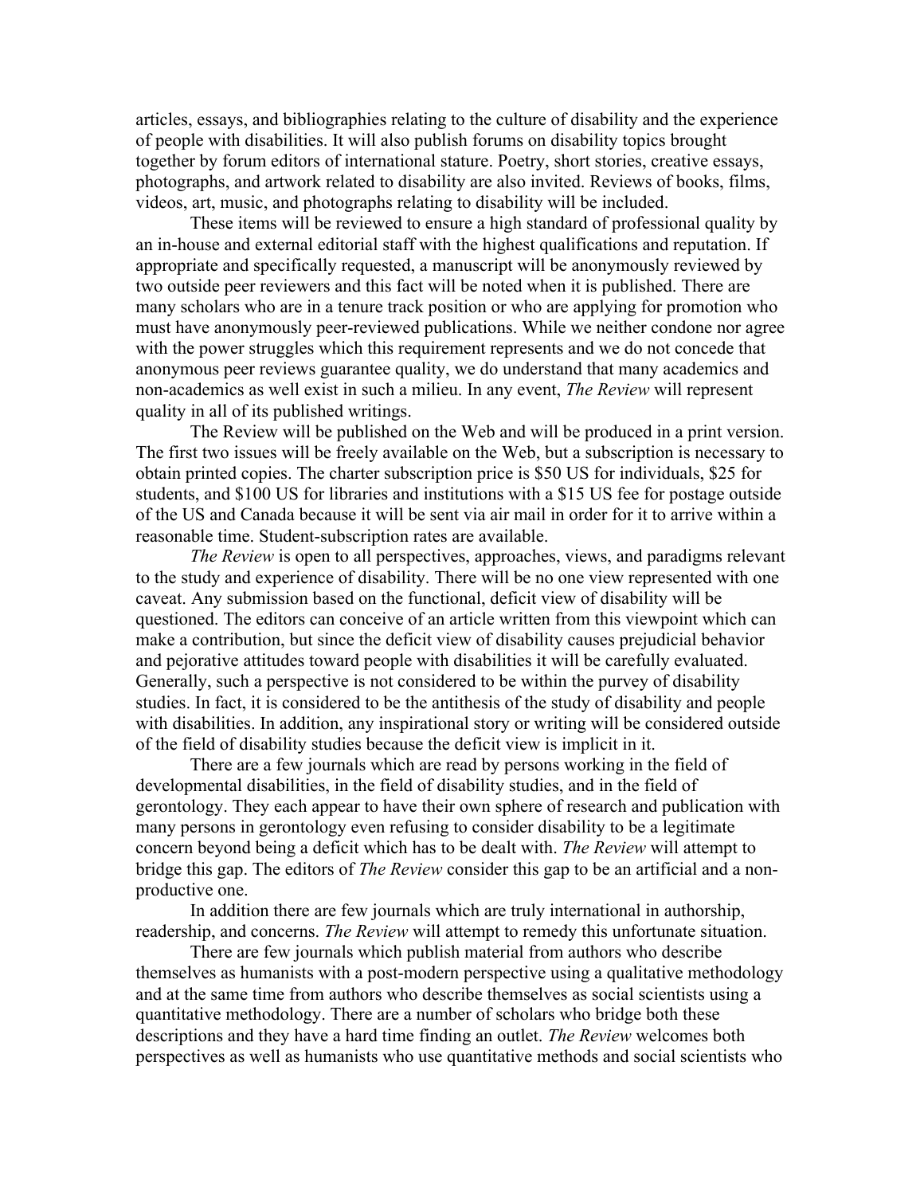articles, essays, and bibliographies relating to the culture of disability and the experience of people with disabilities. It will also publish forums on disability topics brought together by forum editors of international stature. Poetry, short stories, creative essays, photographs, and artwork related to disability are also invited. Reviews of books, films, videos, art, music, and photographs relating to disability will be included.

These items will be reviewed to ensure a high standard of professional quality by an in-house and external editorial staff with the highest qualifications and reputation. If appropriate and specifically requested, a manuscript will be anonymously reviewed by two outside peer reviewers and this fact will be noted when it is published. There are many scholars who are in a tenure track position or who are applying for promotion who must have anonymously peer-reviewed publications. While we neither condone nor agree with the power struggles which this requirement represents and we do not concede that anonymous peer reviews guarantee quality, we do understand that many academics and non-academics as well exist in such a milieu. In any event, *The Review* will represent quality in all of its published writings.

The Review will be published on the Web and will be produced in a print version. The first two issues will be freely available on the Web, but a subscription is necessary to obtain printed copies. The charter subscription price is $50 US for individuals, $25 for students, and $100 US for libraries and institutions with a $15 US fee for postage outside of the US and Canada because it will be sent via air mail in order for it to arrive within a reasonable time. Student-subscription rates are available.

*The Review* is open to all perspectives, approaches, views, and paradigms relevant to the study and experience of disability. There will be no one view represented with one caveat. Any submission based on the functional, deficit view of disability will be questioned. The editors can conceive of an article written from this viewpoint which can make a contribution, but since the deficit view of disability causes prejudicial behavior and pejorative attitudes toward people with disabilities it will be carefully evaluated. Generally, such a perspective is not considered to be within the purvey of disability studies. In fact, it is considered to be the antithesis of the study of disability and people with disabilities. In addition, any inspirational story or writing will be considered outside of the field of disability studies because the deficit view is implicit in it.

There are a few journals which are read by persons working in the field of developmental disabilities, in the field of disability studies, and in the field of gerontology. They each appear to have their own sphere of research and publication with many persons in gerontology even refusing to consider disability to be a legitimate concern beyond being a deficit which has to be dealt with. *The Review* will attempt to bridge this gap. The editors of *The Review* consider this gap to be an artificial and a non-productive one.

In addition there are few journals which are truly international in authorship, readership, and concerns. *The Review* will attempt to remedy this unfortunate situation.

There are few journals which publish material from authors who describe themselves as humanists with a post-modern perspective using a qualitative methodology and at the same time from authors who describe themselves as social scientists using a quantitative methodology. There are a number of scholars who bridge both these descriptions and they have a hard time finding an outlet. *The Review* welcomes both perspectives as well as humanists who use quantitative methods and social scientists who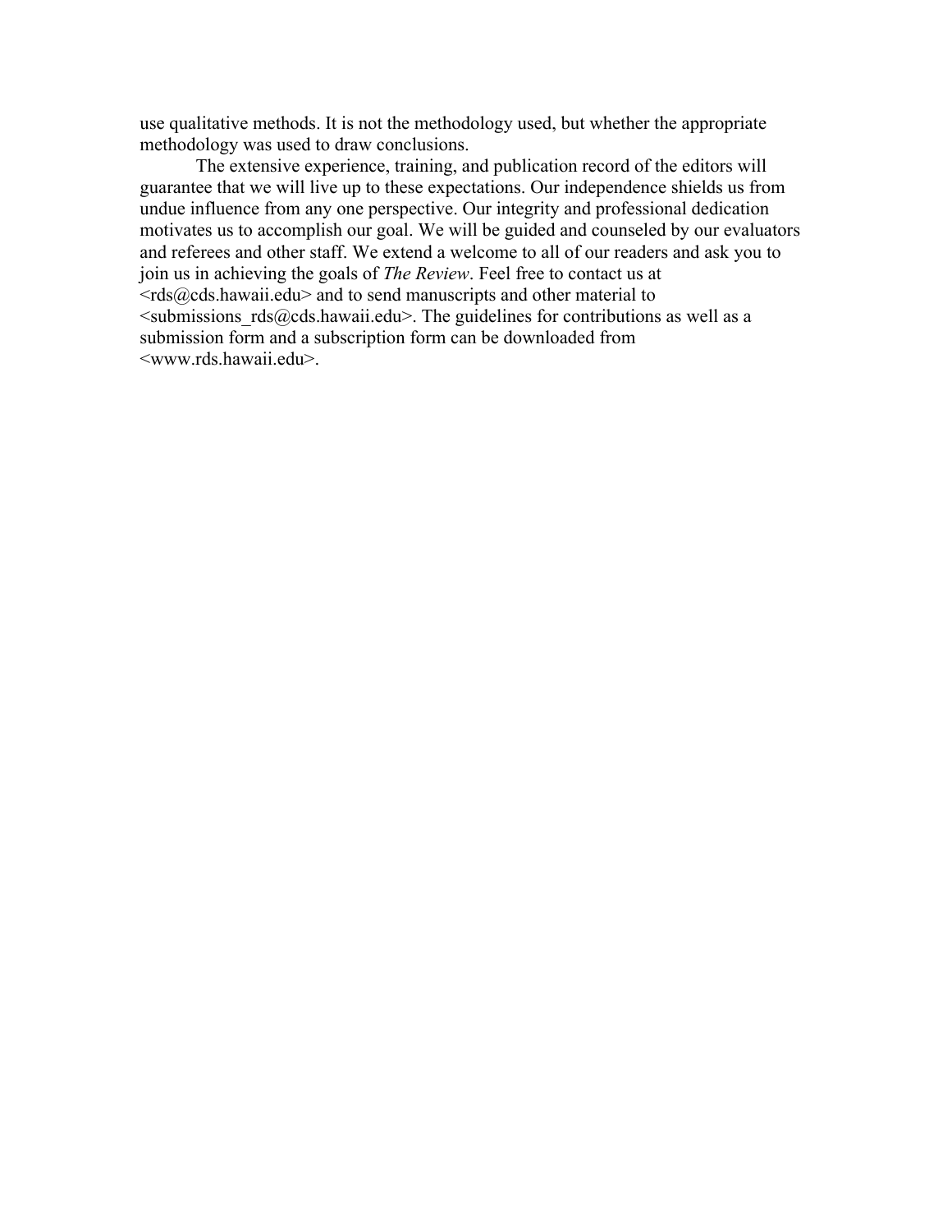use qualitative methods. It is not the methodology used, but whether the appropriate methodology was used to draw conclusions.

The extensive experience, training, and publication record of the editors will guarantee that we will live up to these expectations. Our independence shields us from undue influence from any one perspective. Our integrity and professional dedication motivates us to accomplish our goal. We will be guided and counseled by our evaluators and referees and other staff. We extend a welcome to all of our readers and ask you to join us in achieving the goals of *The Review*. Feel free to contact us at <rds@cds.hawaii.edu> and to send manuscripts and other material to <submissions_rds@cds.hawaii.edu>. The guidelines for contributions as well as a submission form and a subscription form can be downloaded from <www.rds.hawaii.edu>.